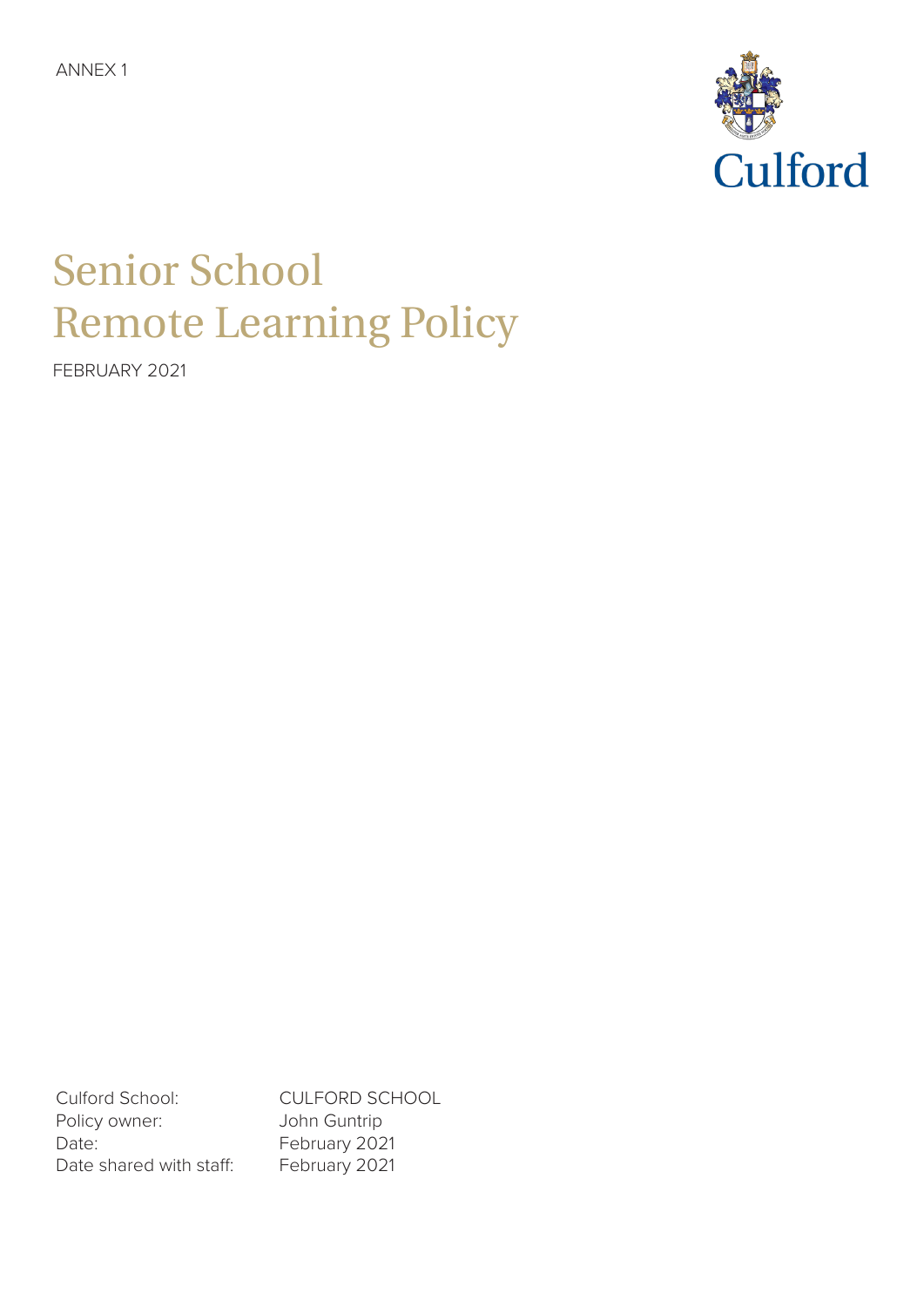ANNEX 1

Culford

# Senior School
# Remote Learning Policy

FEBRUARY 2021

Culford School: CULFORD SCHOOL
Policy owner: John Guntrip
Date: February 2021
Date shared with staff: February 2021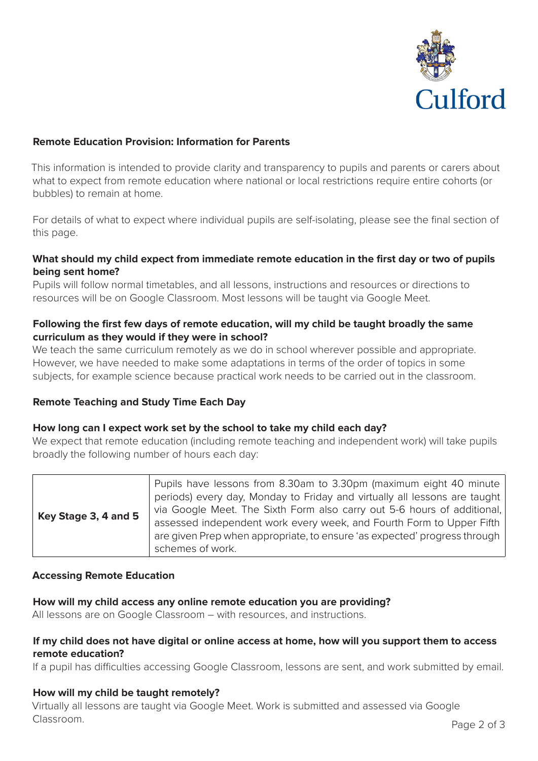## Remote Education Provision: Information for Parents

This information is intended to provide clarity and transparency to pupils and parents or carers about what to expect from remote education where national or local restrictions require entire cohorts (or bubbles) to remain at home.

For details of what to expect where individual pupils are self-isolating, please see the final section of this page.

### What should my child expect from immediate remote education in the first day or two of pupils being sent home?

Pupils will follow normal timetables, and all lessons, instructions and resources or directions to resources will be on Google Classroom. Most lessons will be taught via Google Meet.

### Following the first few days of remote education, will my child be taught broadly the same curriculum as they would if they were in school?

We teach the same curriculum remotely as we do in school wherever possible and appropriate. However, we have needed to make some adaptations in terms of the order of topics in some subjects, for example science because practical work needs to be carried out in the classroom.

## Remote Teaching and Study Time Each Day

### How long can I expect work set by the school to take my child each day?

We expect that remote education (including remote teaching and independent work) will take pupils broadly the following number of hours each day:

| | |
|---|---|
| **Key Stage 3, 4 and 5** | Pupils have lessons from 8.30am to 3.30pm (maximum eight 40 minute periods) every day, Monday to Friday and virtually all lessons are taught via Google Meet. The Sixth Form also carry out 5-6 hours of additional, assessed independent work every week, and Fourth Form to Upper Fifth are given Prep when appropriate, to ensure 'as expected' progress through schemes of work. |

## Accessing Remote Education

### How will my child access any online remote education you are providing?

All lessons are on Google Classroom – with resources, and instructions.

### If my child does not have digital or online access at home, how will you support them to access remote education?

If a pupil has difficulties accessing Google Classroom, lessons are sent, and work submitted by email.

### How will my child be taught remotely?

Virtually all lessons are taught via Google Meet. Work is submitted and assessed via Google Classroom.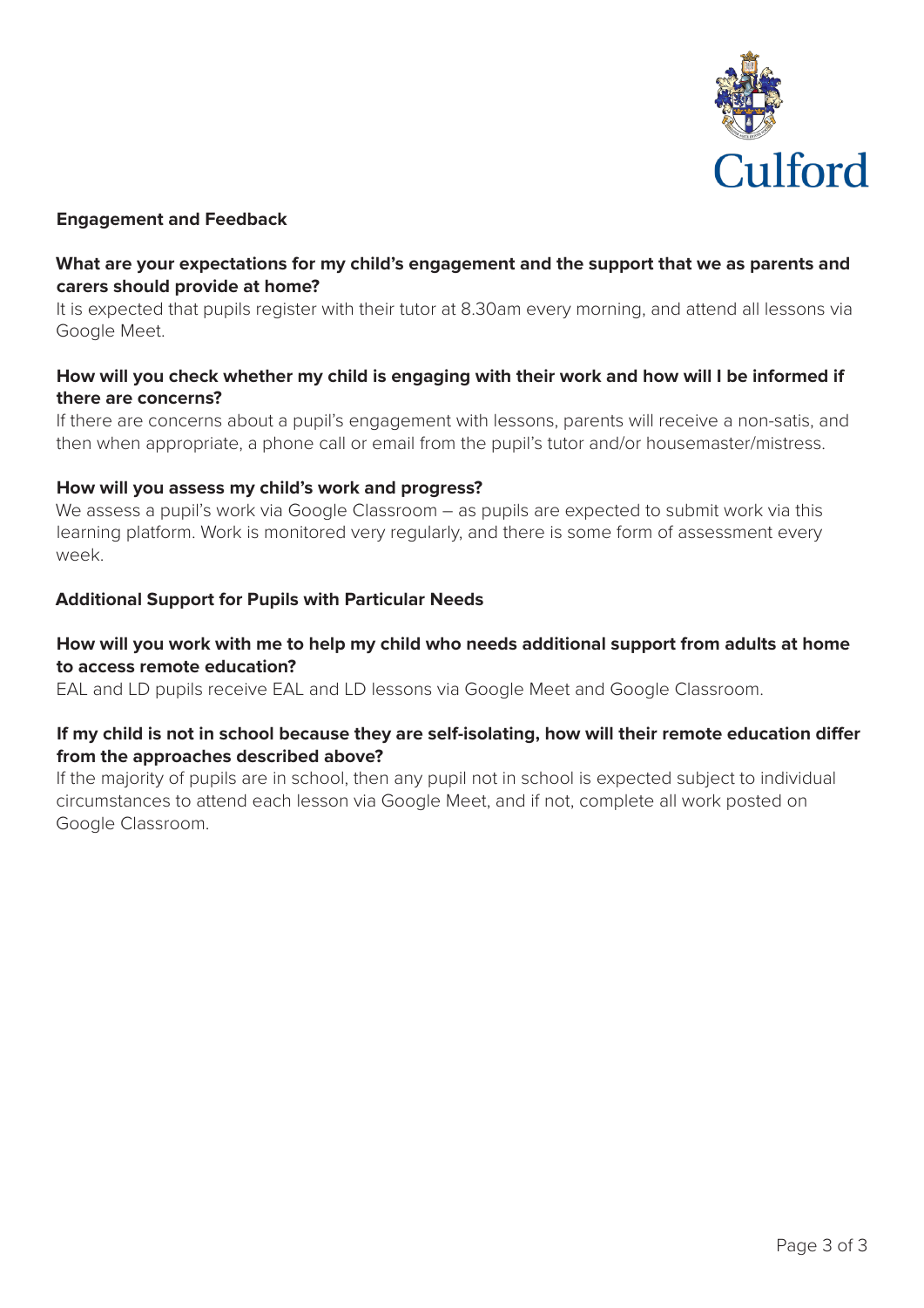## Engagement and Feedback

**What are your expectations for my child's engagement and the support that we as parents and carers should provide at home?**

It is expected that pupils register with their tutor at 8.30am every morning, and attend all lessons via Google Meet.

**How will you check whether my child is engaging with their work and how will I be informed if there are concerns?**

If there are concerns about a pupil's engagement with lessons, parents will receive a non-satis, and then when appropriate, a phone call or email from the pupil's tutor and/or housemaster/mistress.

**How will you assess my child's work and progress?**

We assess a pupil's work via Google Classroom – as pupils are expected to submit work via this learning platform. Work is monitored very regularly, and there is some form of assessment every week.

## Additional Support for Pupils with Particular Needs

**How will you work with me to help my child who needs additional support from adults at home to access remote education?**

EAL and LD pupils receive EAL and LD lessons via Google Meet and Google Classroom.

**If my child is not in school because they are self-isolating, how will their remote education differ from the approaches described above?**

If the majority of pupils are in school, then any pupil not in school is expected subject to individual circumstances to attend each lesson via Google Meet, and if not, complete all work posted on Google Classroom.